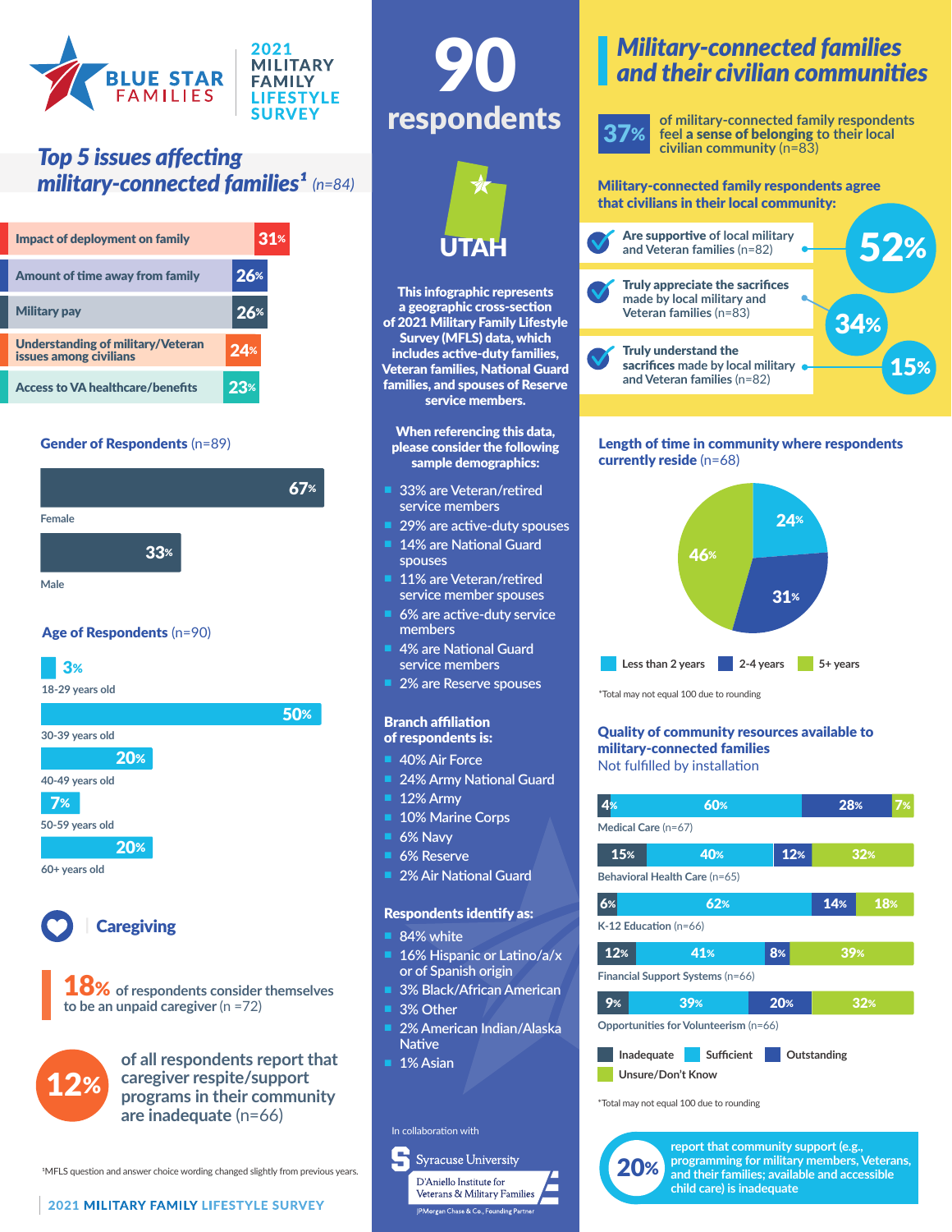# BLUE STAR FAMILIES — 2021 MILITARY FAMILY LIFESTYLE SURVEY

## Top 5 issues affecting military-connected families[1] (n=84)

| Issue | % |
|---|---|
| Impact of deployment on family | 31% |
| Amount of time away from family | 26% |
| Military pay | 26% |
| Understanding of military/Veteran issues among civilians | 24% |
| Access to VA healthcare/benefits | 23% |

## Gender of Respondents (n=89)

- Female: 67%
- Male: 33%

## Age of Respondents (n=90)

- 18-29 years old: 3%
- 30-39 years old: 50%
- 40-49 years old: 20%
- 50-59 years old: 7%
- 60+ years old: 20%

## Caregiving

**18%** of respondents consider themselves to be an unpaid caregiver (n =72)

**12%** of all respondents report that caregiver respite/support programs in their community are inadequate (n=66)

[1]MFLS question and answer choice wording changed slightly from previous years.

# 90 respondents

## UTAH

**This infographic represents a geographic cross-section of 2021 Military Family Lifestyle Survey (MFLS) data, which includes active-duty families, Veteran families, National Guard families, and spouses of Reserve service members.**

**When referencing this data, please consider the following sample demographics:**

- 33% are Veteran/retired service members
- 29% are active-duty spouses
- 14% are National Guard spouses
- 11% are Veteran/retired service member spouses
- 6% are active-duty service members
- 4% are National Guard service members
- 2% are Reserve spouses

**Branch affiliation of respondents is:**

- 40% Air Force
- 24% Army National Guard
- 12% Army
- 10% Marine Corps
- 6% Navy
- 6% Reserve
- 2% Air National Guard

**Respondents identify as:**

- 84% white
- 16% Hispanic or Latino/a/x or of Spanish origin
- 3% Black/African American
- 3% Other
- 2% American Indian/Alaska Native
- 1% Asian

In collaboration with Syracuse University D'Aniello Institute for Veterans & Military Families, JPMorgan Chase & Co., Founding Partner

## Military-connected families and their civilian communities

**37%** of military-connected family respondents feel **a sense of belonging** to their local civilian community (n=83)

**Military-connected family respondents agree that civilians in their local community:**

- **Are supportive** of local military and Veteran families (n=82): 52%
- **Truly appreciate the sacrifices** made by local military and Veteran families (n=83): 34%
- **Truly understand the sacrifices** made by local military and Veteran families (n=82): 15%

## Length of time in community where respondents currently reside (n=68)

| Length of time | % |
|---|---|
| Less than 2 years | 24% |
| 2-4 years | 31% |
| 5+ years | 46% |

*Total may not equal 100 due to rounding

## Quality of community resources available to military-connected families
Not fulfilled by installation

| Resource | Inadequate | Sufficient | Outstanding | Unsure/Don't Know |
|---|---|---|---|---|
| Medical Care (n=67) | 4% | 60% | 28% | 7% |
| Behavioral Health Care (n=65) | 15% | 40% | 12% | 32% |
| K-12 Education (n=66) | 6% | 62% | 14% | 18% |
| Financial Support Systems (n=66) | 12% | 41% | 8% | 39% |
| Opportunities for Volunteerism (n=66) | 9% | 39% | 20% | 32% |

*Total may not equal 100 due to rounding

**20%** report that community support (e.g., programming for military members, Veterans, and their families; available and accessible child care) is inadequate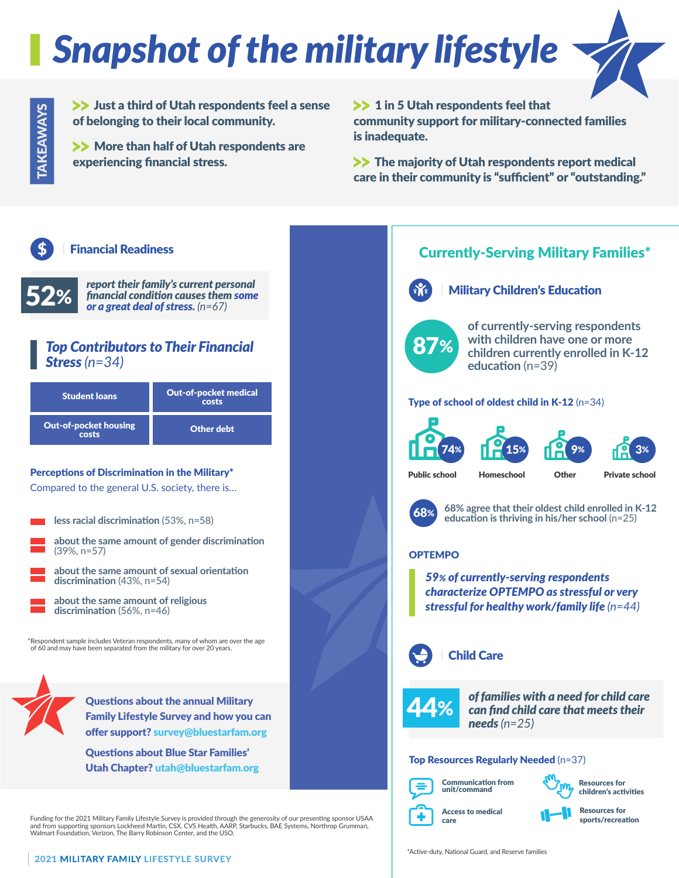# Snapshot of the military lifestyle

**TAKEAWAYS**

- **>> Just a third of Utah respondents feel a sense of belonging to their local community.**
- **>> More than half of Utah respondents are experiencing financial stress.**
- **>> 1 in 5 Utah respondents feel that community support for military-connected families is inadequate.**
- **>> The majority of Utah respondents report medical care in their community is "sufficient" or "outstanding."**

## Financial Readiness

**52%** *report their family's current personal financial condition causes them **some or a great deal of stress.*** (n=67)

### *Top Contributors to Their Financial Stress* (n=34)

| | |
|---|---|
| Student loans | Out-of-pocket medical costs |
| Out-of-pocket housing costs | Other debt |

**Perceptions of Discrimination in the Military***

Compared to the general U.S. society, there is...

- less racial discrimination (53%, n=58)
- about the same amount of gender discrimination (39%, n=57)
- about the same amount of sexual orientation discrimination (43%, n=54)
- about the same amount of religious discrimination (56%, n=46)

*Respondent sample includes Veteran respondents, many of whom are over the age of 60 and may have been separated from the military for over 20 years.

**Questions about the annual Military Family Lifestyle Survey and how you can offer support? survey@bluestarfam.org**

**Questions about Blue Star Families' Utah Chapter? utah@bluestarfam.org**

## Currently-Serving Military Families*

### Military Children's Education

**87%** of currently-serving respondents with children have one or more children currently enrolled in K-12 education (n=39)

**Type of school of oldest child in K-12** (n=34)

74% Public school
15% Homeschool
9% Other
3% Private school

**68%** 68% agree that their oldest child enrolled in K-12 education is thriving in his/her school (n=25)

### OPTEMPO

***59% of currently-serving respondents characterize OPTEMPO as stressful or very stressful for healthy work/family life*** (n=44)

### Child Care

**44%** *of families with a need for child care can find child care that meets their needs* (n=25)

**Top Resources Regularly Needed** (n=37)

- Communication from unit/command
- Resources for children's activities
- Access to medical care
- Resources for sports/recreation

*Active-duty, National Guard, and Reserve families

Funding for the 2021 Military Family Lifestyle Survey is provided through the generosity of our presenting sponsor USAA and from supporting sponsors Lockheed Martin, CSX, CVS Health, AARP, Starbucks, BAE Systems, Northrop Grumman, Walmart Foundation, Verizon, The Barry Robinson Center, and the USO.